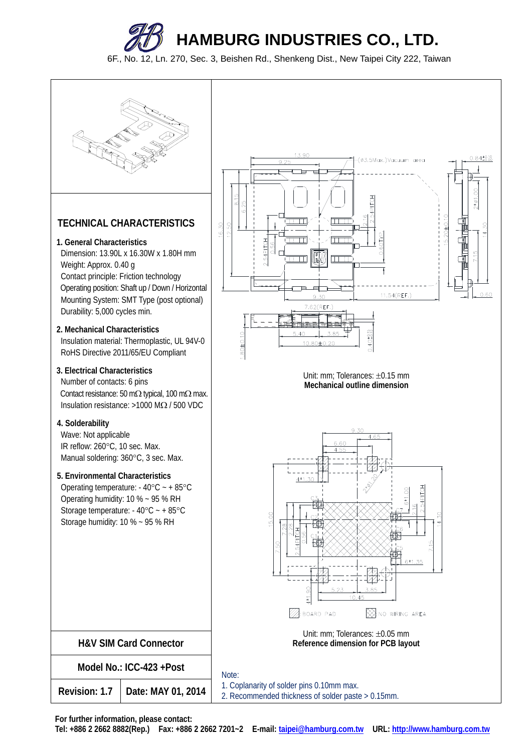# HAMBURG INDUSTRIES CO., LTD.

6F., No. 12, Ln. 270, Sec. 3, Beishen Rd., Shenkeng Dist., New Taipei City 222, Taiwan

## TECHNICAL CHARACTERISTICS

**1. General Characteristics**

- Dimension: 13.90L x 16.30W x 1.80H mm
- Weight: Approx. 0.40 g
- Contact principle: Friction technology
- Operating position: Shaft up / Down / Horizontal
- Mounting System: SMT Type (post optional)
- Durability: 5,000 cycles min.

**2. Mechanical Characteristics**

- Insulation material: Thermoplastic, UL 94V-0
- RoHS Directive 2011/65/EU Compliant

**3. Electrical Characteristics**

- Number of contacts: 6 pins
- Contact resistance: 50 mΩ typical, 100 mΩ max.
- Insulation resistance: >1000 MΩ / 500 VDC

**4. Solderability**

- Wave: Not applicable
- IR reflow: 260°C, 10 sec. Max.
- Manual soldering: 360°C, 3 sec. Max.

**5. Environmental Characteristics**

- Operating temperature: - 40°C ~ + 85°C
- Operating humidity: 10 % ~ 95 % RH
- Storage temperature: - 40°C ~ + 85°C
- Storage humidity: 10 % ~ 95 % RH

Unit: mm; Tolerances: ±0.15 mm
**Mechanical outline dimension**

Unit: mm; Tolerances: ±0.05 mm
**Reference dimension for PCB layout**

| **H&V SIM Card Connector** | |
|---|---|
| **Model No.: ICC-423 +Post** | |
| **Revision: 1.7** | **Date: MAY 01, 2014** |

Note:
1. Coplanarity of solder pins 0.10mm max.
2. Recommended thickness of solder paste > 0.15mm.

**For further information, please contact:**
**Tel: +886 2 2662 8882(Rep.) Fax: +886 2 2662 7201~2 E-mail: taipei@hamburg.com.tw URL: http://www.hamburg.com.tw**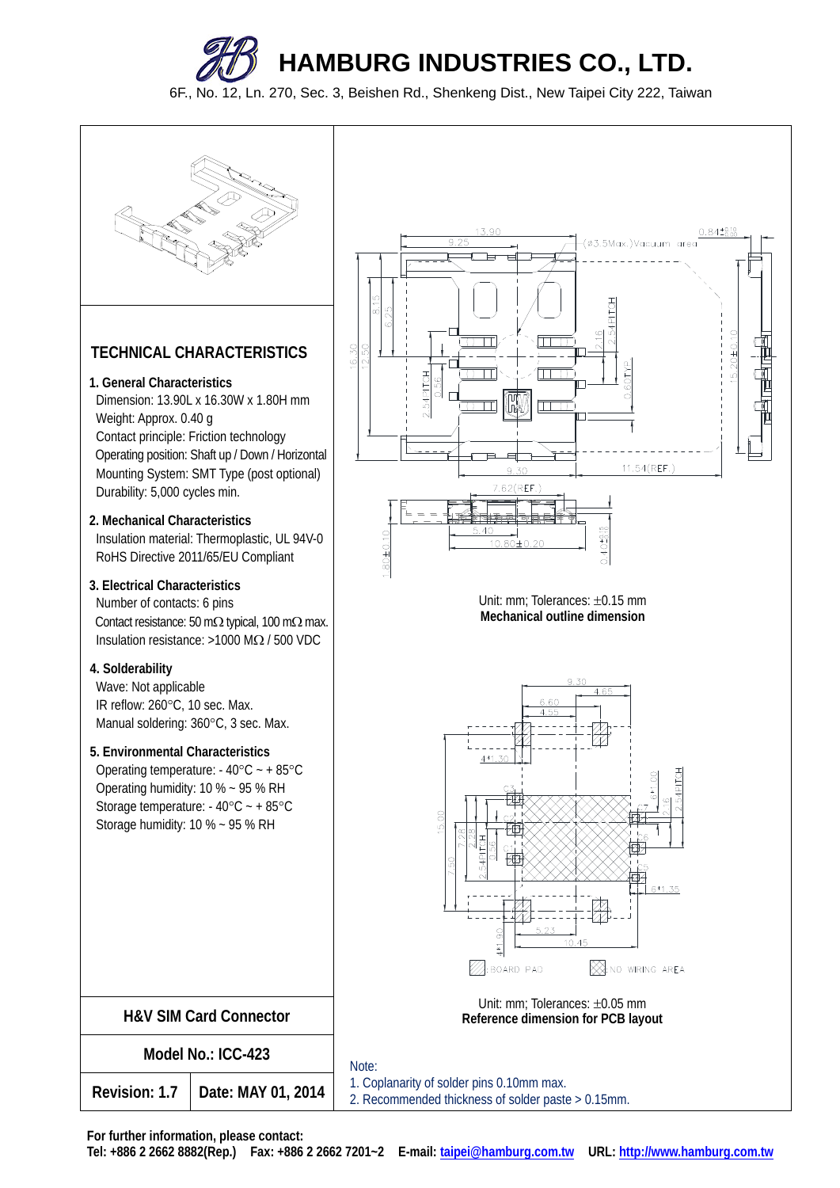# HAMBURG INDUSTRIES CO., LTD.

6F., No. 12, Ln. 270, Sec. 3, Beishen Rd., Shenkeng Dist., New Taipei City 222, Taiwan

## TECHNICAL CHARACTERISTICS

**1. General Characteristics**

Dimension: 13.90L x 16.30W x 1.80H mm
Weight: Approx. 0.40 g
Contact principle: Friction technology
Operating position: Shaft up / Down / Horizontal
Mounting System: SMT Type (post optional)
Durability: 5,000 cycles min.

**2. Mechanical Characteristics**

Insulation material: Thermoplastic, UL 94V-0
RoHS Directive 2011/65/EU Compliant

**3. Electrical Characteristics**

Number of contacts: 6 pins
Contact resistance: 50 mΩ typical, 100 mΩ max.
Insulation resistance: >1000 MΩ / 500 VDC

**4. Solderability**

Wave: Not applicable
IR reflow: 260°C, 10 sec. Max.
Manual soldering: 360°C, 3 sec. Max.

**5. Environmental Characteristics**

Operating temperature: - 40°C ~ + 85°C
Operating humidity: 10 % ~ 95 % RH
Storage temperature: - 40°C ~ + 85°C
Storage humidity: 10 % ~ 95 % RH

Unit: mm; Tolerances: ±0.15 mm
**Mechanical outline dimension**

Unit: mm; Tolerances: ±0.05 mm
**Reference dimension for PCB layout**

BOARD PAD
NO WIRING AREA

| | |
|---|---|
| **H&V SIM Card Connector** | |
| **Model No.: ICC-423** | |
| **Revision: 1.7** | **Date: MAY 01, 2014** |

Note:
1. Coplanarity of solder pins 0.10mm max.
2. Recommended thickness of solder paste > 0.15mm.

**For further information, please contact:**
**Tel: +886 2 2662 8882(Rep.) Fax: +886 2 2662 7201~2 E-mail: taipei@hamburg.com.tw URL: http://www.hamburg.com.tw**